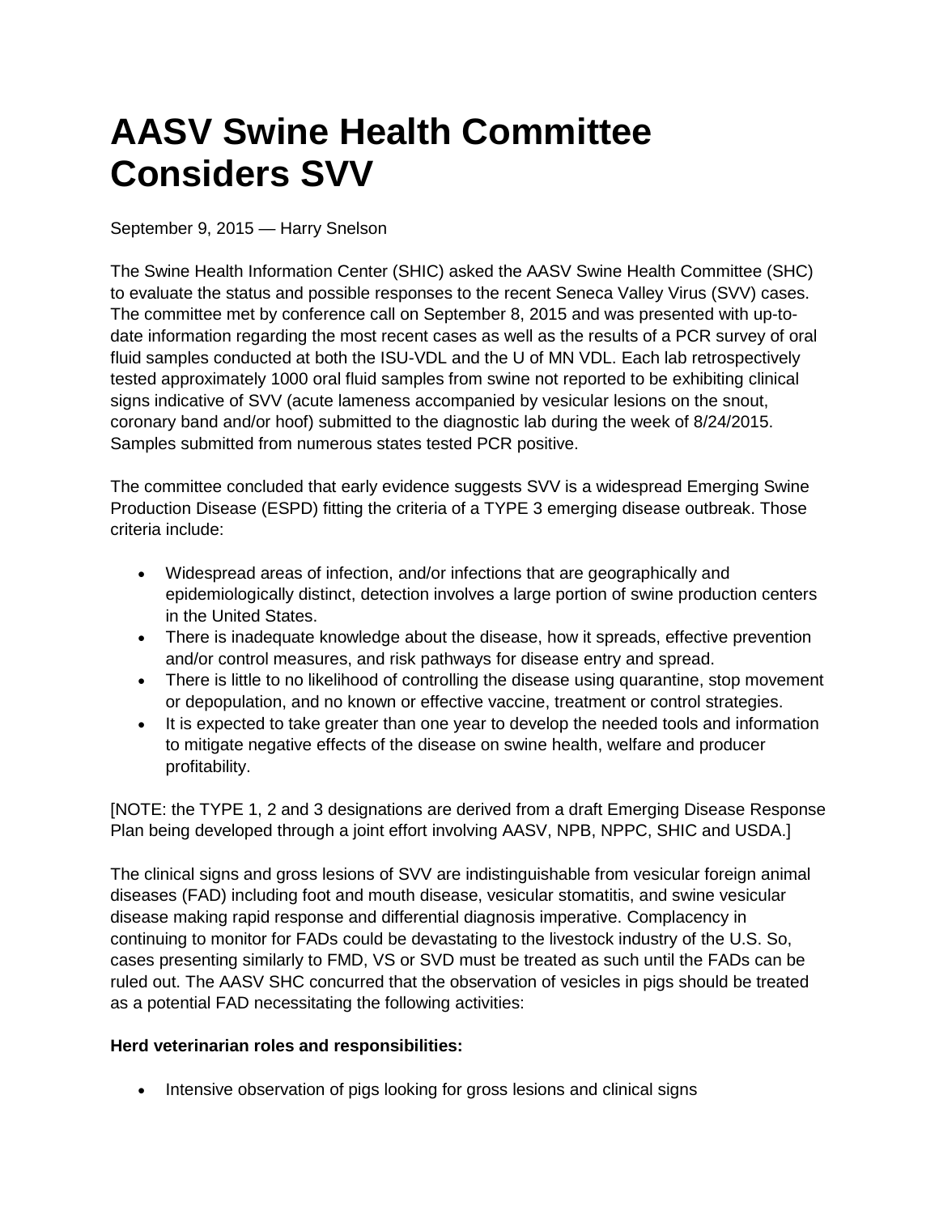# AASV Swine Health Committee Considers SVV

September 9, 2015 — Harry Snelson

The Swine Health Information Center (SHIC) asked the AASV Swine Health Committee (SHC) to evaluate the status and possible responses to the recent Seneca Valley Virus (SVV) cases. The committee met by conference call on September 8, 2015 and was presented with up-to-date information regarding the most recent cases as well as the results of a PCR survey of oral fluid samples conducted at both the ISU-VDL and the U of MN VDL. Each lab retrospectively tested approximately 1000 oral fluid samples from swine not reported to be exhibiting clinical signs indicative of SVV (acute lameness accompanied by vesicular lesions on the snout, coronary band and/or hoof) submitted to the diagnostic lab during the week of 8/24/2015. Samples submitted from numerous states tested PCR positive.

The committee concluded that early evidence suggests SVV is a widespread Emerging Swine Production Disease (ESPD) fitting the criteria of a TYPE 3 emerging disease outbreak. Those criteria include:

- Widespread areas of infection, and/or infections that are geographically and epidemiologically distinct, detection involves a large portion of swine production centers in the United States.
- There is inadequate knowledge about the disease, how it spreads, effective prevention and/or control measures, and risk pathways for disease entry and spread.
- There is little to no likelihood of controlling the disease using quarantine, stop movement or depopulation, and no known or effective vaccine, treatment or control strategies.
- It is expected to take greater than one year to develop the needed tools and information to mitigate negative effects of the disease on swine health, welfare and producer profitability.

[NOTE: the TYPE 1, 2 and 3 designations are derived from a draft Emerging Disease Response Plan being developed through a joint effort involving AASV, NPB, NPPC, SHIC and USDA.]

The clinical signs and gross lesions of SVV are indistinguishable from vesicular foreign animal diseases (FAD) including foot and mouth disease, vesicular stomatitis, and swine vesicular disease making rapid response and differential diagnosis imperative. Complacency in continuing to monitor for FADs could be devastating to the livestock industry of the U.S. So, cases presenting similarly to FMD, VS or SVD must be treated as such until the FADs can be ruled out. The AASV SHC concurred that the observation of vesicles in pigs should be treated as a potential FAD necessitating the following activities:

**Herd veterinarian roles and responsibilities:**

- Intensive observation of pigs looking for gross lesions and clinical signs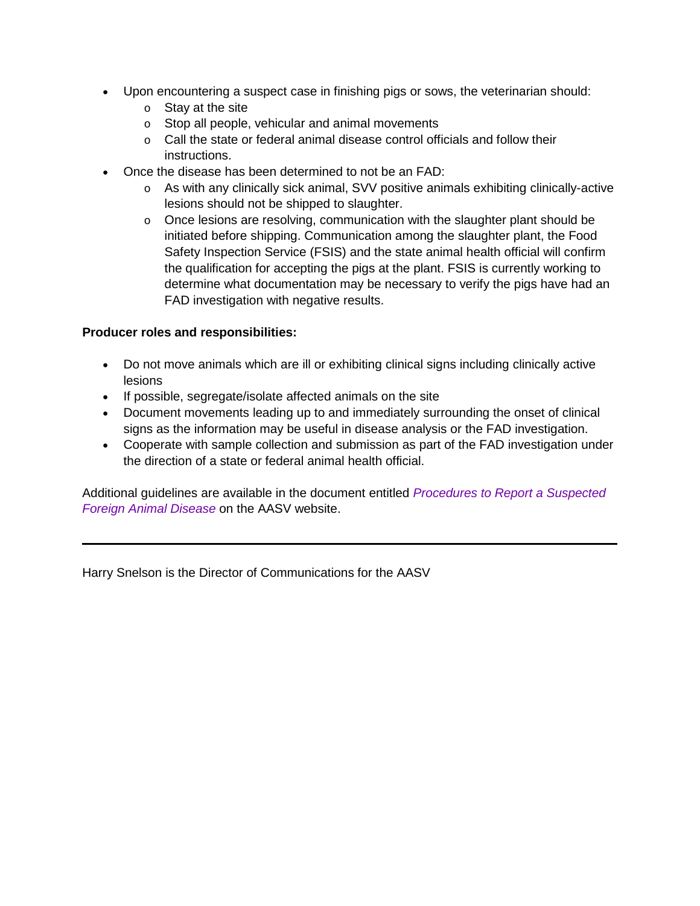- Upon encountering a suspect case in finishing pigs or sows, the veterinarian should:
    - Stay at the site
    - Stop all people, vehicular and animal movements
    - Call the state or federal animal disease control officials and follow their instructions.
- Once the disease has been determined to not be an FAD:
    - As with any clinically sick animal, SVV positive animals exhibiting clinically-active lesions should not be shipped to slaughter.
    - Once lesions are resolving, communication with the slaughter plant should be initiated before shipping. Communication among the slaughter plant, the Food Safety Inspection Service (FSIS) and the state animal health official will confirm the qualification for accepting the pigs at the plant. FSIS is currently working to determine what documentation may be necessary to verify the pigs have had an FAD investigation with negative results.

**Producer roles and responsibilities:**

- Do not move animals which are ill or exhibiting clinical signs including clinically active lesions
- If possible, segregate/isolate affected animals on the site
- Document movements leading up to and immediately surrounding the onset of clinical signs as the information may be useful in disease analysis or the FAD investigation.
- Cooperate with sample collection and submission as part of the FAD investigation under the direction of a state or federal animal health official.

Additional guidelines are available in the document entitled *Procedures to Report a Suspected Foreign Animal Disease* on the AASV website.

---

Harry Snelson is the Director of Communications for the AASV